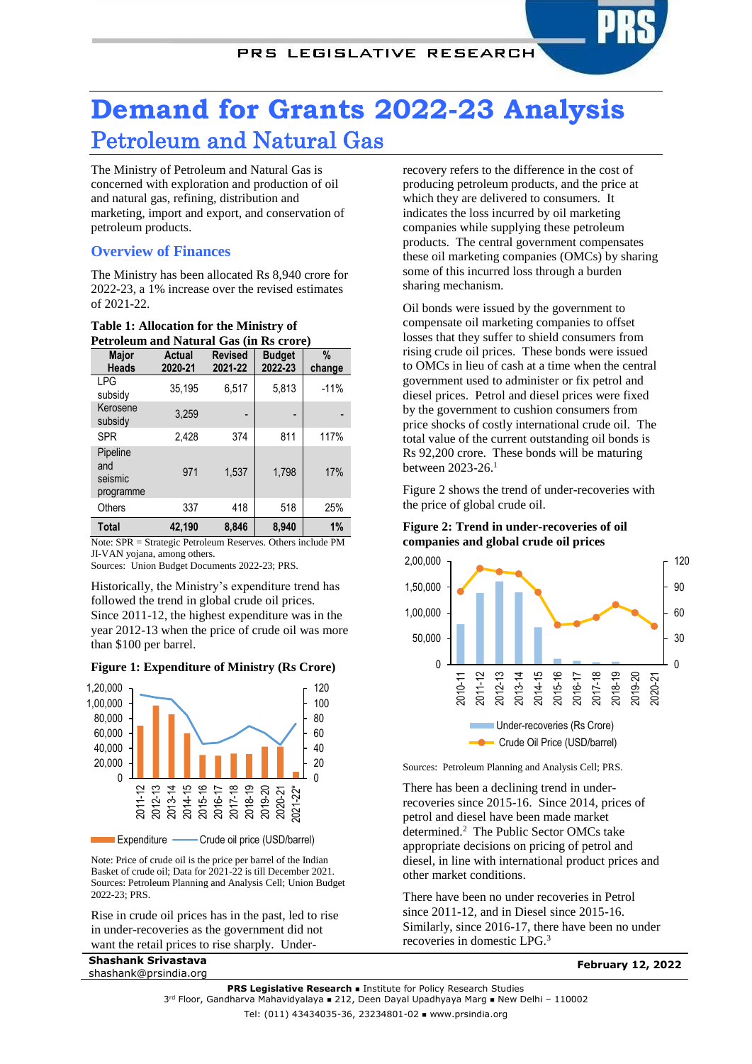# Demand for Grants 2022-23 Analysis

## Petroleum and Natural Gas

The Ministry of Petroleum and Natural Gas is concerned with exploration and production of oil and natural gas, refining, distribution and marketing, import and export, and conservation of petroleum products.

### Overview of Finances

The Ministry has been allocated Rs 8,940 crore for 2022-23, a 1% increase over the revised estimates of 2021-22.

**Table 1: Allocation for the Ministry of Petroleum and Natural Gas (in Rs crore)**

| Major Heads | Actual 2020-21 | Revised 2021-22 | Budget 2022-23 | % change |
|---|---|---|---|---|
| LPG subsidy | 35,195 | 6,517 | 5,813 | -11% |
| Kerosene subsidy | 3,259 | - | - | - |
| SPR | 2,428 | 374 | 811 | 117% |
| Pipeline and seismic programme | 971 | 1,537 | 1,798 | 17% |
| Others | 337 | 418 | 518 | 25% |
| **Total** | **42,190** | **8,846** | **8,940** | **1%** |

Note: SPR = Strategic Petroleum Reserves. Others include PM JI-VAN yojana, among others.
Sources: Union Budget Documents 2022-23; PRS.

Historically, the Ministry's expenditure trend has followed the trend in global crude oil prices. Since 2011-12, the highest expenditure was in the year 2012-13 when the price of crude oil was more than $100 per barrel.

**Figure 1: Expenditure of Ministry (Rs Crore)**

Note: Price of crude oil is the price per barrel of the Indian Basket of crude oil; Data for 2021-22 is till December 2021.
Sources: Petroleum Planning and Analysis Cell; Union Budget 2022-23; PRS.

Rise in crude oil prices has in the past, led to rise in under-recoveries as the government did not want the retail prices to rise sharply. Under-recovery refers to the difference in the cost of producing petroleum products, and the price at which they are delivered to consumers. It indicates the loss incurred by oil marketing companies while supplying these petroleum products. The central government compensates these oil marketing companies (OMCs) by sharing some of this incurred loss through a burden sharing mechanism.

Oil bonds were issued by the government to compensate oil marketing companies to offset losses that they suffer to shield consumers from rising crude oil prices. These bonds were issued to OMCs in lieu of cash at a time when the central government used to administer or fix petrol and diesel prices. Petrol and diesel prices were fixed by the government to cushion consumers from price shocks of costly international crude oil. The total value of the current outstanding oil bonds is Rs 92,200 crore. These bonds will be maturing between 2023-26.[1]

Figure 2 shows the trend of under-recoveries with the price of global crude oil.

**Figure 2: Trend in under-recoveries of oil companies and global crude oil prices**

Sources: Petroleum Planning and Analysis Cell; PRS.

There has been a declining trend in under-recoveries since 2015-16. Since 2014, prices of petrol and diesel have been made market determined.[2] The Public Sector OMCs take appropriate decisions on pricing of petrol and diesel, in line with international product prices and other market conditions.

There have been no under recoveries in Petrol since 2011-12, and in Diesel since 2015-16. Similarly, since 2016-17, there have been no under recoveries in domestic LPG.[3]

Shashank Srivastava
shashank@prsindia.org

February 12, 2022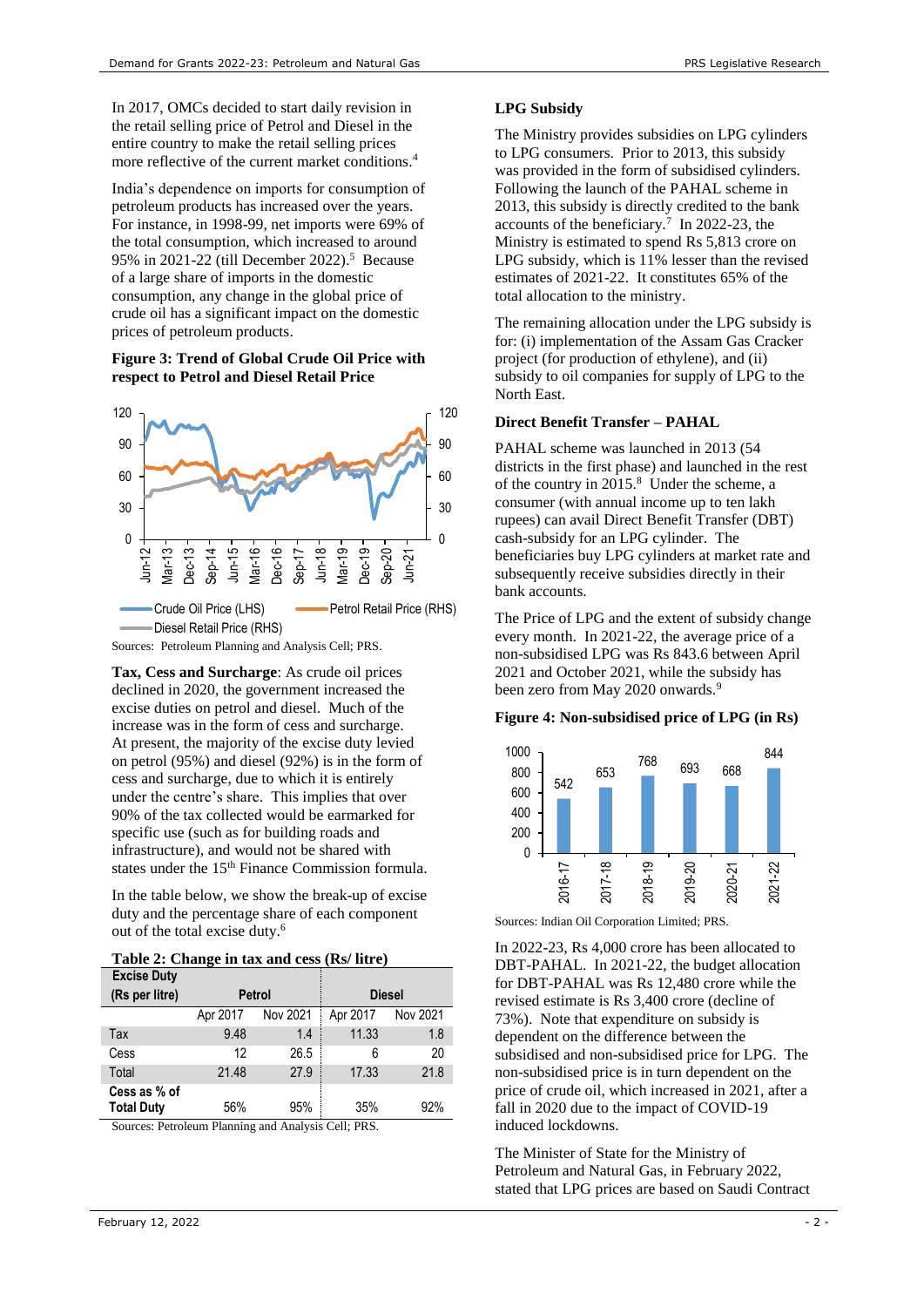In 2017, OMCs decided to start daily revision in the retail selling price of Petrol and Diesel in the entire country to make the retail selling prices more reflective of the current market conditions.[4]

India's dependence on imports for consumption of petroleum products has increased over the years. For instance, in 1998-99, net imports were 69% of the total consumption, which increased to around 95% in 2021-22 (till December 2022).[5] Because of a large share of imports in the domestic consumption, any change in the global price of crude oil has a significant impact on the domestic prices of petroleum products.

**Figure 3: Trend of Global Crude Oil Price with respect to Petrol and Diesel Retail Price**

Sources: Petroleum Planning and Analysis Cell; PRS.

**Tax, Cess and Surcharge**: As crude oil prices declined in 2020, the government increased the excise duties on petrol and diesel. Much of the increase was in the form of cess and surcharge. At present, the majority of the excise duty levied on petrol (95%) and diesel (92%) is in the form of cess and surcharge, due to which it is entirely under the centre's share. This implies that over 90% of the tax collected would be earmarked for specific use (such as for building roads and infrastructure), and would not be shared with states under the 15th Finance Commission formula.

In the table below, we show the break-up of excise duty and the percentage share of each component out of the total excise duty.[6]

**Table 2: Change in tax and cess (Rs/ litre)**

| Excise Duty (Rs per litre) | Petrol | | Diesel | |
|---|---|---|---|---|
| | Apr 2017 | Nov 2021 | Apr 2017 | Nov 2021 |
| Tax | 9.48 | 1.4 | 11.33 | 1.8 |
| Cess | 12 | 26.5 | 6 | 20 |
| Total | 21.48 | 27.9 | 17.33 | 21.8 |
| Cess as % of Total Duty | 56% | 95% | 35% | 92% |

Sources: Petroleum Planning and Analysis Cell; PRS.

### LPG Subsidy

The Ministry provides subsidies on LPG cylinders to LPG consumers. Prior to 2013, this subsidy was provided in the form of subsidised cylinders. Following the launch of the PAHAL scheme in 2013, this subsidy is directly credited to the bank accounts of the beneficiary.[7] In 2022-23, the Ministry is estimated to spend Rs 5,813 crore on LPG subsidy, which is 11% lesser than the revised estimates of 2021-22. It constitutes 65% of the total allocation to the ministry.

The remaining allocation under the LPG subsidy is for: (i) implementation of the Assam Gas Cracker project (for production of ethylene), and (ii) subsidy to oil companies for supply of LPG to the North East.

### Direct Benefit Transfer – PAHAL

PAHAL scheme was launched in 2013 (54 districts in the first phase) and launched in the rest of the country in 2015.[8] Under the scheme, a consumer (with annual income up to ten lakh rupees) can avail Direct Benefit Transfer (DBT) cash-subsidy for an LPG cylinder. The beneficiaries buy LPG cylinders at market rate and subsequently receive subsidies directly in their bank accounts.

The Price of LPG and the extent of subsidy change every month. In 2021-22, the average price of a non-subsidised LPG was Rs 843.6 between April 2021 and October 2021, while the subsidy has been zero from May 2020 onwards.[9]

**Figure 4: Non-subsidised price of LPG (in Rs)**

Sources: Indian Oil Corporation Limited; PRS.

In 2022-23, Rs 4,000 crore has been allocated to DBT-PAHAL. In 2021-22, the budget allocation for DBT-PAHAL was Rs 12,480 crore while the revised estimate is Rs 3,400 crore (decline of 73%). Note that expenditure on subsidy is dependent on the difference between the subsidised and non-subsidised price for LPG. The non-subsidised price is in turn dependent on the price of crude oil, which increased in 2021, after a fall in 2020 due to the impact of COVID-19 induced lockdowns.

The Minister of State for the Ministry of Petroleum and Natural Gas, in February 2022, stated that LPG prices are based on Saudi Contract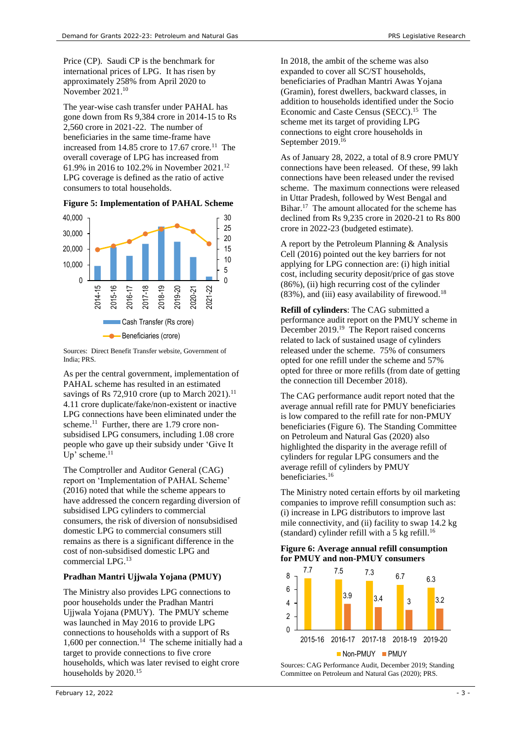Price (CP). Saudi CP is the benchmark for international prices of LPG. It has risen by approximately 258% from April 2020 to November 2021.[10]

The year-wise cash transfer under PAHAL has gone down from Rs 9,384 crore in 2014-15 to Rs 2,560 crore in 2021-22. The number of beneficiaries in the same time-frame have increased from 14.85 crore to 17.67 crore.[11] The overall coverage of LPG has increased from 61.9% in 2016 to 102.2% in November 2021.[12] LPG coverage is defined as the ratio of active consumers to total households.

**Figure 5: Implementation of PAHAL Scheme**

Sources: Direct Benefit Transfer website, Government of India; PRS.

As per the central government, implementation of PAHAL scheme has resulted in an estimated savings of Rs 72,910 crore (up to March 2021).[11] 4.11 crore duplicate/fake/non-existent or inactive LPG connections have been eliminated under the scheme.[11] Further, there are 1.79 crore non-subsidised LPG consumers, including 1.08 crore people who gave up their subsidy under 'Give It Up' scheme.[11]

The Comptroller and Auditor General (CAG) report on 'Implementation of PAHAL Scheme' (2016) noted that while the scheme appears to have addressed the concern regarding diversion of subsidised LPG cylinders to commercial consumers, the risk of diversion of nonsubsidised domestic LPG to commercial consumers still remains as there is a significant difference in the cost of non-subsidised domestic LPG and commercial LPG.[13]

### Pradhan Mantri Ujjwala Yojana (PMUY)

The Ministry also provides LPG connections to poor households under the Pradhan Mantri Ujjwala Yojana (PMUY). The PMUY scheme was launched in May 2016 to provide LPG connections to households with a support of Rs 1,600 per connection.[14] The scheme initially had a target to provide connections to five crore households, which was later revised to eight crore households by 2020.[15]

In 2018, the ambit of the scheme was also expanded to cover all SC/ST households, beneficiaries of Pradhan Mantri Awas Yojana (Gramin), forest dwellers, backward classes, in addition to households identified under the Socio Economic and Caste Census (SECC).[15] The scheme met its target of providing LPG connections to eight crore households in September 2019.[16]

As of January 28, 2022, a total of 8.9 crore PMUY connections have been released. Of these, 99 lakh connections have been released under the revised scheme. The maximum connections were released in Uttar Pradesh, followed by West Bengal and Bihar.[17] The amount allocated for the scheme has declined from Rs 9,235 crore in 2020-21 to Rs 800 crore in 2022-23 (budgeted estimate).

A report by the Petroleum Planning & Analysis Cell (2016) pointed out the key barriers for not applying for LPG connection are: (i) high initial cost, including security deposit/price of gas stove (86%), (ii) high recurring cost of the cylinder (83%), and (iii) easy availability of firewood.[18]

**Refill of cylinders**: The CAG submitted a performance audit report on the PMUY scheme in December 2019.[19] The Report raised concerns related to lack of sustained usage of cylinders released under the scheme. 75% of consumers opted for one refill under the scheme and 57% opted for three or more refills (from date of getting the connection till December 2018).

The CAG performance audit report noted that the average annual refill rate for PMUY beneficiaries is low compared to the refill rate for non-PMUY beneficiaries (Figure 6). The Standing Committee on Petroleum and Natural Gas (2020) also highlighted the disparity in the average refill of cylinders for regular LPG consumers and the average refill of cylinders by PMUY beneficiaries.[16]

The Ministry noted certain efforts by oil marketing companies to improve refill consumption such as: (i) increase in LPG distributors to improve last mile connectivity, and (ii) facility to swap 14.2 kg (standard) cylinder refill with a 5 kg refill.[16]

**Figure 6: Average annual refill consumption for PMUY and non-PMUY consumers**

| | 2015-16 | 2016-17 | 2017-18 | 2018-19 | 2019-20 |
|---|---|---|---|---|---|
| Non-PMUY | 7.7 | 7.5 | 7.3 | 6.7 | 6.3 |
| PMUY | | 3.9 | 3.4 | 3 | 3.2 |

Sources: CAG Performance Audit, December 2019; Standing Committee on Petroleum and Natural Gas (2020); PRS.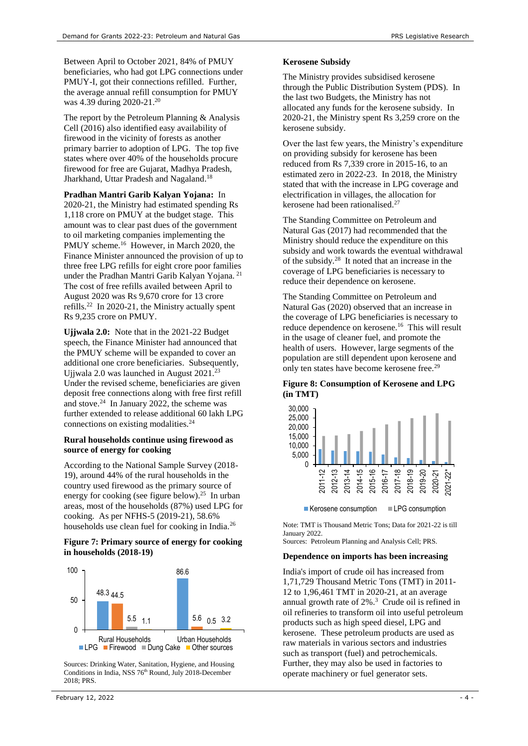Between April to October 2021, 84% of PMUY beneficiaries, who had got LPG connections under PMUY-I, got their connections refilled. Further, the average annual refill consumption for PMUY was 4.39 during 2020-21.[20]

The report by the Petroleum Planning & Analysis Cell (2016) also identified easy availability of firewood in the vicinity of forests as another primary barrier to adoption of LPG. The top five states where over 40% of the households procure firewood for free are Gujarat, Madhya Pradesh, Jharkhand, Uttar Pradesh and Nagaland.[18]

**Pradhan Mantri Garib Kalyan Yojana:** In 2020-21, the Ministry had estimated spending Rs 1,118 crore on PMUY at the budget stage. This amount was to clear past dues of the government to oil marketing companies implementing the PMUY scheme.[16] However, in March 2020, the Finance Minister announced the provision of up to three free LPG refills for eight crore poor families under the Pradhan Mantri Garib Kalyan Yojana.[21] The cost of free refills availed between April to August 2020 was Rs 9,670 crore for 13 crore refills.[22] In 2020-21, the Ministry actually spent Rs 9,235 crore on PMUY.

**Ujjwala 2.0:** Note that in the 2021-22 Budget speech, the Finance Minister had announced that the PMUY scheme will be expanded to cover an additional one crore beneficiaries. Subsequently, Ujjwala 2.0 was launched in August 2021.[23] Under the revised scheme, beneficiaries are given deposit free connections along with free first refill and stove.[24] In January 2022, the scheme was further extended to release additional 60 lakh LPG connections on existing modalities.[24]

### Rural households continue using firewood as source of energy for cooking

According to the National Sample Survey (2018-19), around 44% of the rural households in the country used firewood as the primary source of energy for cooking (see figure below).[25] In urban areas, most of the households (87%) used LPG for cooking. As per NFHS-5 (2019-21), 58.6% households use clean fuel for cooking in India.[26]

**Figure 7: Primary source of energy for cooking in households (2018-19)**

| | LPG | Firewood | Dung Cake | Other sources |
|---|---|---|---|---|
| Rural Households | 48.3 | 44.5 | 5.5 | 1.1 |
| Urban Households | 86.6 | 5.6 | 0.5 | 3.2 |

Sources: Drinking Water, Sanitation, Hygiene, and Housing Conditions in India, NSS 76th Round, July 2018-December 2018; PRS.

### Kerosene Subsidy

The Ministry provides subsidised kerosene through the Public Distribution System (PDS). In the last two Budgets, the Ministry has not allocated any funds for the kerosene subsidy. In 2020-21, the Ministry spent Rs 3,259 crore on the kerosene subsidy.

Over the last few years, the Ministry's expenditure on providing subsidy for kerosene has been reduced from Rs 7,339 crore in 2015-16, to an estimated zero in 2022-23. In 2018, the Ministry stated that with the increase in LPG coverage and electrification in villages, the allocation for kerosene had been rationalised.[27]

The Standing Committee on Petroleum and Natural Gas (2017) had recommended that the Ministry should reduce the expenditure on this subsidy and work towards the eventual withdrawal of the subsidy.[28] It noted that an increase in the coverage of LPG beneficiaries is necessary to reduce their dependence on kerosene.

The Standing Committee on Petroleum and Natural Gas (2020) observed that an increase in the coverage of LPG beneficiaries is necessary to reduce dependence on kerosene.[16] This will result in the usage of cleaner fuel, and promote the health of users. However, large segments of the population are still dependent upon kerosene and only ten states have become kerosene free.[29]

**Figure 8: Consumption of Kerosene and LPG (in TMT)**

Legend: Kerosene consumption; LPG consumption. Years: 2011-12 to 2021-22*.

Note: TMT is Thousand Metric Tons; Data for 2021-22 is till January 2022.
Sources: Petroleum Planning and Analysis Cell; PRS.

### Dependence on imports has been increasing

India's import of crude oil has increased from 1,71,729 Thousand Metric Tons (TMT) in 2011-12 to 1,96,461 TMT in 2020-21, at an average annual growth rate of 2%.[3] Crude oil is refined in oil refineries to transform oil into useful petroleum products such as high speed diesel, LPG and kerosene. These petroleum products are used as raw materials in various sectors and industries such as transport (fuel) and petrochemicals. Further, they may also be used in factories to operate machinery or fuel generator sets.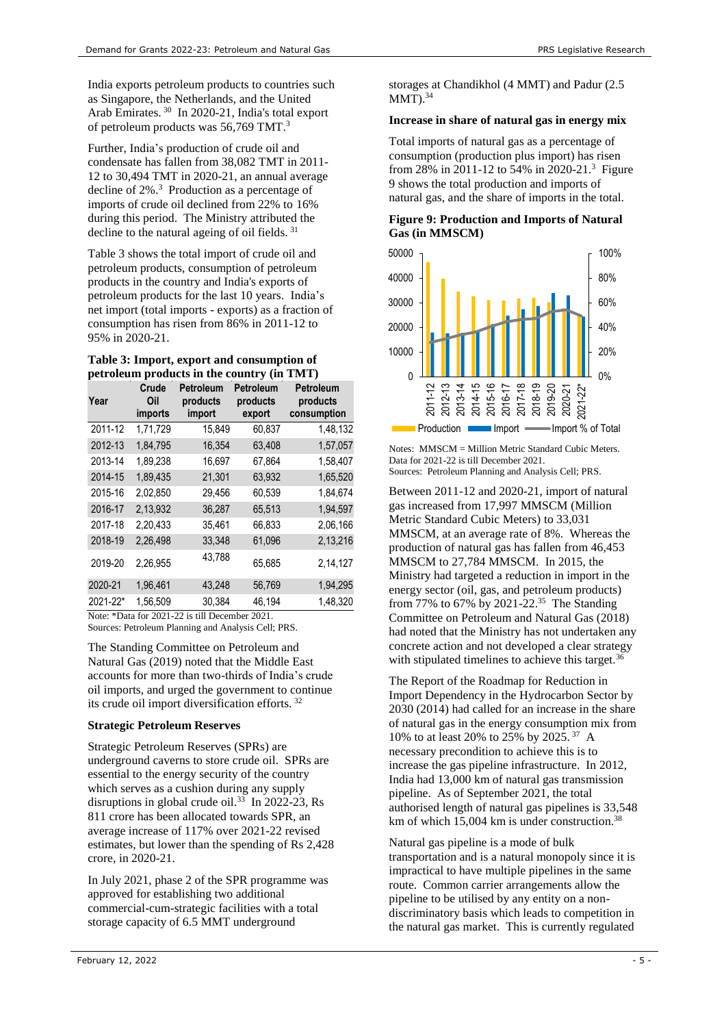India exports petroleum products to countries such as Singapore, the Netherlands, and the United Arab Emirates.[30] In 2020-21, India's total export of petroleum products was 56,769 TMT.[3]

Further, India's production of crude oil and condensate has fallen from 38,082 TMT in 2011-12 to 30,494 TMT in 2020-21, an annual average decline of 2%.[3] Production as a percentage of imports of crude oil declined from 22% to 16% during this period. The Ministry attributed the decline to the natural ageing of oil fields.[31]

Table 3 shows the total import of crude oil and petroleum products, consumption of petroleum products in the country and India's exports of petroleum products for the last 10 years. India's net import (total imports - exports) as a fraction of consumption has risen from 86% in 2011-12 to 95% in 2020-21.

**Table 3: Import, export and consumption of petroleum products in the country (in TMT)**

| Year | Crude Oil imports | Petroleum products import | Petroleum products export | Petroleum products consumption |
|---|---|---|---|---|
| 2011-12 | 1,71,729 | 15,849 | 60,837 | 1,48,132 |
| 2012-13 | 1,84,795 | 16,354 | 63,408 | 1,57,057 |
| 2013-14 | 1,89,238 | 16,697 | 67,864 | 1,58,407 |
| 2014-15 | 1,89,435 | 21,301 | 63,932 | 1,65,520 |
| 2015-16 | 2,02,850 | 29,456 | 60,539 | 1,84,674 |
| 2016-17 | 2,13,932 | 36,287 | 65,513 | 1,94,597 |
| 2017-18 | 2,20,433 | 35,461 | 66,833 | 2,06,166 |
| 2018-19 | 2,26,498 | 33,348 | 61,096 | 2,13,216 |
| 2019-20 | 2,26,955 | 43,788 | 65,685 | 2,14,127 |
| 2020-21 | 1,96,461 | 43,248 | 56,769 | 1,94,295 |
| 2021-22* | 1,56,509 | 30,384 | 46,194 | 1,48,320 |

Note: *Data for 2021-22 is till December 2021.
Sources: Petroleum Planning and Analysis Cell; PRS.

The Standing Committee on Petroleum and Natural Gas (2019) noted that the Middle East accounts for more than two-thirds of India's crude oil imports, and urged the government to continue its crude oil import diversification efforts.[32]

### Strategic Petroleum Reserves

Strategic Petroleum Reserves (SPRs) are underground caverns to store crude oil. SPRs are essential to the energy security of the country which serves as a cushion during any supply disruptions in global crude oil.[33] In 2022-23, Rs 811 crore has been allocated towards SPR, an average increase of 117% over 2021-22 revised estimates, but lower than the spending of Rs 2,428 crore, in 2020-21.

In July 2021, phase 2 of the SPR programme was approved for establishing two additional commercial-cum-strategic facilities with a total storage capacity of 6.5 MMT underground storages at Chandikhol (4 MMT) and Padur (2.5 MMT).[34]

### Increase in share of natural gas in energy mix

Total imports of natural gas as a percentage of consumption (production plus import) has risen from 28% in 2011-12 to 54% in 2020-21.[3] Figure 9 shows the total production and imports of natural gas, and the share of imports in the total.

**Figure 9: Production and Imports of Natural Gas (in MMSCM)**

Notes: MMSCM = Million Metric Standard Cubic Meters. Data for 2021-22 is till December 2021.
Sources: Petroleum Planning and Analysis Cell; PRS.

Between 2011-12 and 2020-21, import of natural gas increased from 17,997 MMSCM (Million Metric Standard Cubic Meters) to 33,031 MMSCM, at an average rate of 8%. Whereas the production of natural gas has fallen from 46,453 MMSCM to 27,784 MMSCM. In 2015, the Ministry had targeted a reduction in import in the energy sector (oil, gas, and petroleum products) from 77% to 67% by 2021-22.[35] The Standing Committee on Petroleum and Natural Gas (2018) had noted that the Ministry has not undertaken any concrete action and not developed a clear strategy with stipulated timelines to achieve this target.[36]

The Report of the Roadmap for Reduction in Import Dependency in the Hydrocarbon Sector by 2030 (2014) had called for an increase in the share of natural gas in the energy consumption mix from 10% to at least 20% to 25% by 2025.[37] A necessary precondition to achieve this is to increase the gas pipeline infrastructure. In 2012, India had 13,000 km of natural gas transmission pipeline. As of September 2021, the total authorised length of natural gas pipelines is 33,548 km of which 15,004 km is under construction.[38]

Natural gas pipeline is a mode of bulk transportation and is a natural monopoly since it is impractical to have multiple pipelines in the same route. Common carrier arrangements allow the pipeline to be utilised by any entity on a non-discriminatory basis which leads to competition in the natural gas market. This is currently regulated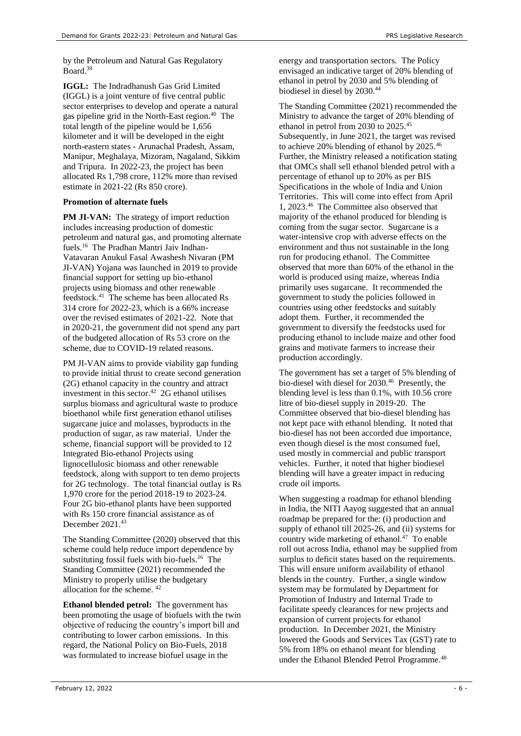by the Petroleum and Natural Gas Regulatory Board.[39]

**IGGL:** The Indradhanush Gas Grid Limited (IGGL) is a joint venture of five central public sector enterprises to develop and operate a natural gas pipeline grid in the North-East region.[40] The total length of the pipeline would be 1,656 kilometer and it will be developed in the eight north-eastern states - Arunachal Pradesh, Assam, Manipur, Meghalaya, Mizoram, Nagaland, Sikkim and Tripura. In 2022-23, the project has been allocated Rs 1,798 crore, 112% more than revised estimate in 2021-22 (Rs 850 crore).

**Promotion of alternate fuels**

**PM JI-VAN:** The strategy of import reduction includes increasing production of domestic petroleum and natural gas, and promoting alternate fuels.[16] The Pradhan Mantri Jaiv Indhan-Vatavaran Anukul Fasal Awashesh Nivaran (PM JI-VAN) Yojana was launched in 2019 to provide financial support for setting up bio-ethanol projects using biomass and other renewable feedstock.[41] The scheme has been allocated Rs 314 crore for 2022-23, which is a 66% increase over the revised estimates of 2021-22. Note that in 2020-21, the government did not spend any part of the budgeted allocation of Rs 53 crore on the scheme, due to COVID-19 related reasons.

PM JI-VAN aims to provide viability gap funding to provide initial thrust to create second generation (2G) ethanol capacity in the country and attract investment in this sector.[42] 2G ethanol utilises surplus biomass and agricultural waste to produce bioethanol while first generation ethanol utilises sugarcane juice and molasses, byproducts in the production of sugar, as raw material. Under the scheme, financial support will be provided to 12 Integrated Bio-ethanol Projects using lignocellulosic biomass and other renewable feedstock, along with support to ten demo projects for 2G technology. The total financial outlay is Rs 1,970 crore for the period 2018-19 to 2023-24. Four 2G bio-ethanol plants have been supported with Rs 150 crore financial assistance as of December 2021.[43]

The Standing Committee (2020) observed that this scheme could help reduce import dependence by substituting fossil fuels with bio-fuels.[16] The Standing Committee (2021) recommended the Ministry to properly utilise the budgetary allocation for the scheme. [42]

**Ethanol blended petrol:** The government has been promoting the usage of biofuels with the twin objective of reducing the country's import bill and contributing to lower carbon emissions. In this regard, the National Policy on Bio-Fuels, 2018 was formulated to increase biofuel usage in the energy and transportation sectors. The Policy envisaged an indicative target of 20% blending of ethanol in petrol by 2030 and 5% blending of biodiesel in diesel by 2030.[44]

The Standing Committee (2021) recommended the Ministry to advance the target of 20% blending of ethanol in petrol from 2030 to 2025.[45] Subsequently, in June 2021, the target was revised to achieve 20% blending of ethanol by 2025.[46] Further, the Ministry released a notification stating that OMCs shall sell ethanol blended petrol with a percentage of ethanol up to 20% as per BIS Specifications in the whole of India and Union Territories. This will come into effect from April 1, 2023.[46] The Committee also observed that majority of the ethanol produced for blending is coming from the sugar sector. Sugarcane is a water-intensive crop with adverse effects on the environment and thus not sustainable in the long run for producing ethanol. The Committee observed that more than 60% of the ethanol in the world is produced using maize, whereas India primarily uses sugarcane. It recommended the government to study the policies followed in countries using other feedstocks and suitably adopt them. Further, it recommended the government to diversify the feedstocks used for producing ethanol to include maize and other food grains and motivate farmers to increase their production accordingly.

The government has set a target of 5% blending of bio-diesel with diesel for 2030.[46] Presently, the blending level is less than 0.1%, with 10.56 crore litre of bio-diesel supply in 2019-20. The Committee observed that bio-diesel blending has not kept pace with ethanol blending. It noted that bio-diesel has not been accorded due importance, even though diesel is the most consumed fuel, used mostly in commercial and public transport vehicles. Further, it noted that higher biodiesel blending will have a greater impact in reducing crude oil imports.

When suggesting a roadmap for ethanol blending in India, the NITI Aayog suggested that an annual roadmap be prepared for the: (i) production and supply of ethanol till 2025-26, and (ii) systems for country wide marketing of ethanol.[47] To enable roll out across India, ethanol may be supplied from surplus to deficit states based on the requirements. This will ensure uniform availability of ethanol blends in the country. Further, a single window system may be formulated by Department for Promotion of Industry and Internal Trade to facilitate speedy clearances for new projects and expansion of current projects for ethanol production. In December 2021, the Ministry lowered the Goods and Services Tax (GST) rate to 5% from 18% on ethanol meant for blending under the Ethanol Blended Petrol Programme.[48]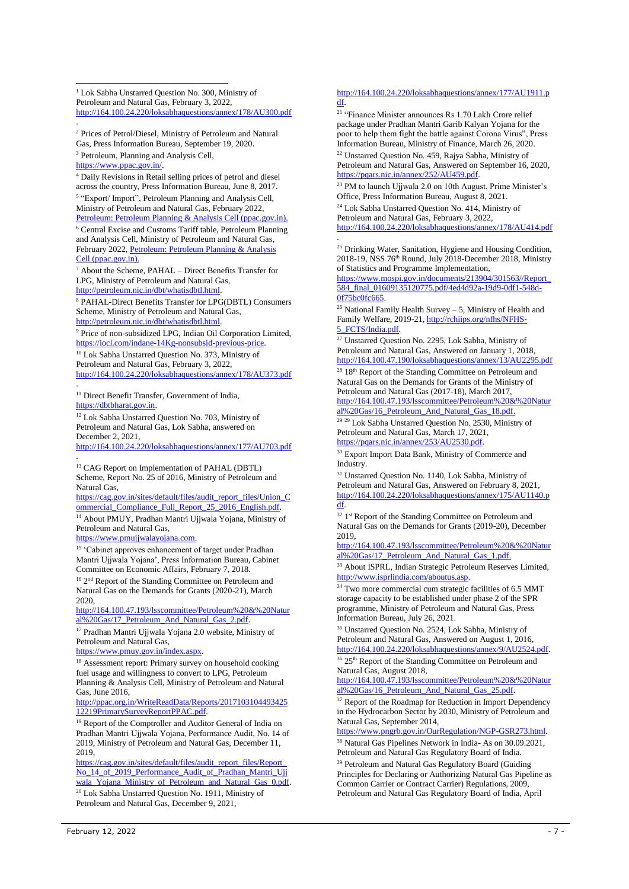[1] Lok Sabha Unstarred Question No. 300, Ministry of Petroleum and Natural Gas, February 3, 2022, http://164.100.24.220/loksabhaquestions/annex/178/AU300.pdf.

[2] Prices of Petrol/Diesel, Ministry of Petroleum and Natural Gas, Press Information Bureau, September 19, 2020.

[3] Petroleum, Planning and Analysis Cell, https://www.ppac.gov.in/.

[4] Daily Revisions in Retail selling prices of petrol and diesel across the country, Press Information Bureau, June 8, 2017.

[5] "Export/ Import", Petroleum Planning and Analysis Cell, Ministry of Petroleum and Natural Gas, February 2022, Petroleum: Petroleum Planning & Analysis Cell (ppac.gov.in).

[6] Central Excise and Customs Tariff table, Petroleum Planning and Analysis Cell, Ministry of Petroleum and Natural Gas, February 2022, Petroleum: Petroleum Planning & Analysis Cell (ppac.gov.in).

[7] About the Scheme, PAHAL – Direct Benefits Transfer for LPG, Ministry of Petroleum and Natural Gas, http://petroleum.nic.in/dbt/whatisdbtl.html.

[8] PAHAL-Direct Benefits Transfer for LPG(DBTL) Consumers Scheme, Ministry of Petroleum and Natural Gas, http://petroleum.nic.in/dbt/whatisdbtl.html.

[9] Price of non-subsidized LPG, Indian Oil Corporation Limited, https://iocl.com/indane-14Kg-nonsubsid-previous-price.

[10] Lok Sabha Unstarred Question No. 373, Ministry of Petroleum and Natural Gas, February 3, 2022, http://164.100.24.220/loksabhaquestions/annex/178/AU373.pdf.

[11] Direct Benefit Transfer, Government of India, https://dbtbharat.gov.in.

[12] Lok Sabha Unstarred Question No. 703, Ministry of Petroleum and Natural Gas, Lok Sabha, answered on December 2, 2021, http://164.100.24.220/loksabhaquestions/annex/177/AU703.pdf.

[13] CAG Report on Implementation of PAHAL (DBTL) Scheme, Report No. 25 of 2016, Ministry of Petroleum and Natural Gas, https://cag.gov.in/sites/default/files/audit_report_files/Union_Commercial_Compliance_Full_Report_25_2016_English.pdf.

[14] About PMUY, Pradhan Mantri Ujjwala Yojana, Ministry of Petroleum and Natural Gas, https://www.pmujjwalayojana.com.

[15] 'Cabinet approves enhancement of target under Pradhan Mantri Ujjwala Yojana', Press Information Bureau, Cabinet Committee on Economic Affairs, February 7, 2018.

[16] 2nd Report of the Standing Committee on Petroleum and Natural Gas on the Demands for Grants (2020-21), March 2020, http://164.100.47.193/lsscommittee/Petroleum%20&%20Natural%20Gas/17_Petroleum_And_Natural_Gas_2.pdf.

[17] Pradhan Mantri Ujjwala Yojana 2.0 website, Ministry of Petroleum and Natural Gas, https://www.pmuy.gov.in/index.aspx.

[18] Assessment report: Primary survey on household cooking fuel usage and willingness to convert to LPG, Petroleum Planning & Analysis Cell, Ministry of Petroleum and Natural Gas, June 2016, http://ppac.org.in/WriteReadData/Reports/201710310449342512219PrimarySurveyReportPPAC.pdf.

[19] Report of the Comptroller and Auditor General of India on Pradhan Mantri Ujjwala Yojana, Performance Audit, No. 14 of 2019, Ministry of Petroleum and Natural Gas, December 11, 2019, https://cag.gov.in/sites/default/files/audit_report_files/Report_No_14_of_2019_Performance_Audit_of_Pradhan_Mantri_Ujjwala_Yojana_Ministry_of_Petroleum_and_Natural_Gas_0.pdf.

[20] Lok Sabha Unstarred Question No. 1911, Ministry of Petroleum and Natural Gas, December 9, 2021, http://164.100.24.220/loksabhaquestions/annex/177/AU1911.pdf.

[21] "Finance Minister announces Rs 1.70 Lakh Crore relief package under Pradhan Mantri Garib Kalyan Yojana for the poor to help them fight the battle against Corona Virus", Press Information Bureau, Ministry of Finance, March 26, 2020.

[22] Unstarred Question No. 459, Rajya Sabha, Ministry of Petroleum and Natural Gas, Answered on September 16, 2020, https://pqars.nic.in/annex/252/AU459.pdf.

[23] PM to launch Ujjwala 2.0 on 10th August, Prime Minister's Office, Press Information Bureau, August 8, 2021.

[24] Lok Sabha Unstarred Question No. 414, Ministry of Petroleum and Natural Gas, February 3, 2022, http://164.100.24.220/loksabhaquestions/annex/178/AU414.pdf.

[25] Drinking Water, Sanitation, Hygiene and Housing Condition, 2018-19, NSS 76th Round, July 2018-December 2018, Ministry of Statistics and Programme Implementation, https://www.mospi.gov.in/documents/213904/301563//Report_584_final_01609135120775.pdf/4ed4d92a-19d9-0df1-548d-0f75bc0fc665.

[26] National Family Health Survey – 5, Ministry of Health and Family Welfare, 2019-21, http://rchiips.org/nfhs/NFHS-5_FCTS/India.pdf.

[27] Unstarred Question No. 2295, Lok Sabha, Ministry of Petroleum and Natural Gas, Answered on January 1, 2018, http://164.100.47.190/loksabhaquestions/annex/13/AU2295.pdf

[28] 18th Report of the Standing Committee on Petroleum and Natural Gas on the Demands for Grants of the Ministry of Petroleum and Natural Gas (2017-18), March 2017, http://164.100.47.193/lsscommittee/Petroleum%20&%20Natural%20Gas/16_Petroleum_And_Natural_Gas_18.pdf.

[29] [29] Lok Sabha Unstarred Question No. 2530, Ministry of Petroleum and Natural Gas, March 17, 2021, https://pqars.nic.in/annex/253/AU2530.pdf.

[30] Export Import Data Bank, Ministry of Commerce and Industry.

[31] Unstarred Question No. 1140, Lok Sabha, Ministry of Petroleum and Natural Gas, Answered on February 8, 2021, http://164.100.24.220/loksabhaquestions/annex/175/AU1140.pdf.

[32] 1st Report of the Standing Committee on Petroleum and Natural Gas on the Demands for Grants (2019-20), December 2019, http://164.100.47.193/lsscommittee/Petroleum%20&%20Natural%20Gas/17_Petroleum_And_Natural_Gas_1.pdf.

[33] About ISPRL, Indian Strategic Petroleum Reserves Limited, http://www.isprlindia.com/aboutus.asp.

[34] Two more commercial cum strategic facilities of 6.5 MMT storage capacity to be established under phase 2 of the SPR programme, Ministry of Petroleum and Natural Gas, Press Information Bureau, July 26, 2021.

[35] Unstarred Question No. 2524, Lok Sabha, Ministry of Petroleum and Natural Gas, Answered on August 1, 2016, http://164.100.24.220/loksabhaquestions/annex/9/AU2524.pdf.

[36] 25th Report of the Standing Committee on Petroleum and Natural Gas, August 2018, http://164.100.47.193/lsscommittee/Petroleum%20&%20Natural%20Gas/16_Petroleum_And_Natural_Gas_25.pdf.

[37] Report of the Roadmap for Reduction in Import Dependency in the Hydrocarbon Sector by 2030, Ministry of Petroleum and Natural Gas, September 2014, https://www.pngrb.gov.in/OurRegulation/NGP-GSR273.html.

[38] Natural Gas Pipelines Network in India- As on 30.09.2021, Petroleum and Natural Gas Regulatory Board of India.

[39] Petroleum and Natural Gas Regulatory Board (Guiding Principles for Declaring or Authorizing Natural Gas Pipeline as Common Carrier or Contract Carrier) Regulations, 2009, Petroleum and Natural Gas Regulatory Board of India, April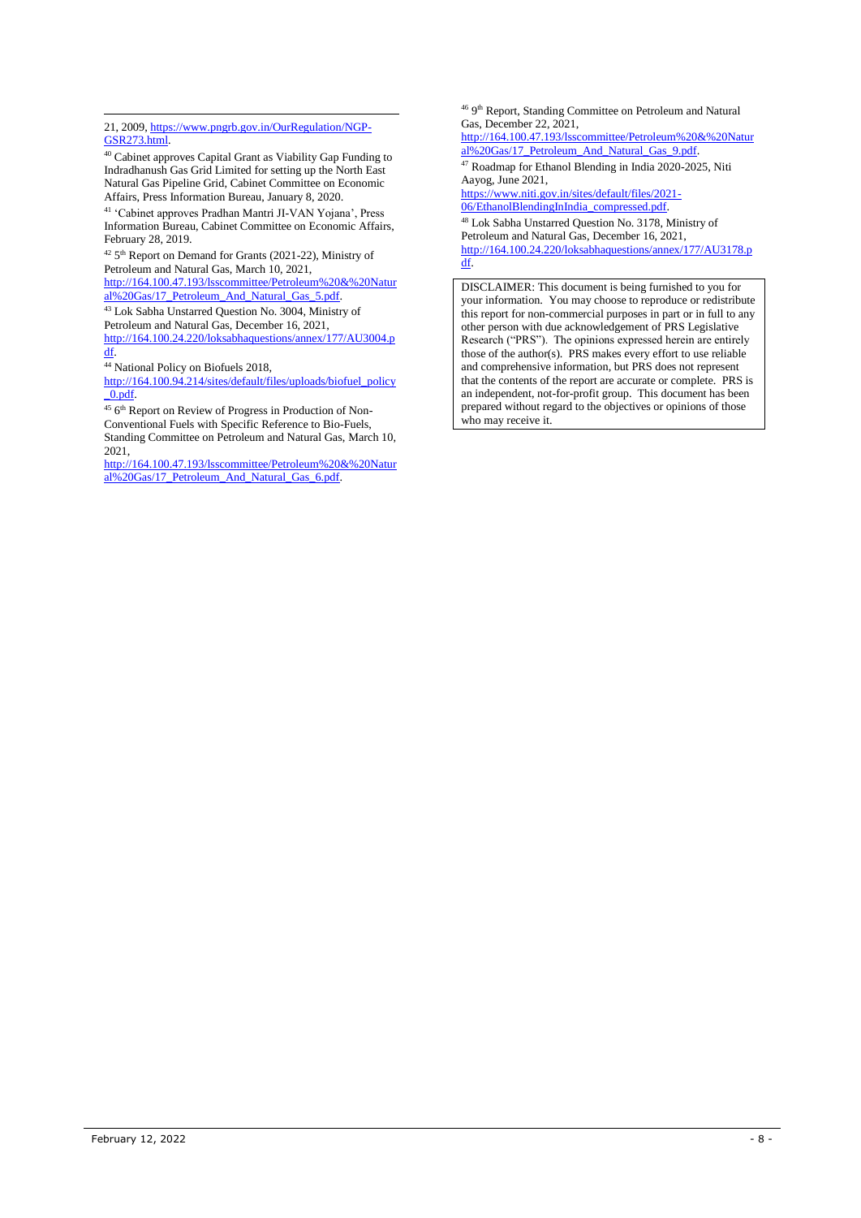21, 2009, https://www.pngrb.gov.in/OurRegulation/NGP-GSR273.html.

[40] Cabinet approves Capital Grant as Viability Gap Funding to Indradhanush Gas Grid Limited for setting up the North East Natural Gas Pipeline Grid, Cabinet Committee on Economic Affairs, Press Information Bureau, January 8, 2020.

[41] 'Cabinet approves Pradhan Mantri JI-VAN Yojana', Press Information Bureau, Cabinet Committee on Economic Affairs, February 28, 2019.

[42] 5th Report on Demand for Grants (2021-22), Ministry of Petroleum and Natural Gas, March 10, 2021, http://164.100.47.193/lsscommittee/Petroleum%20&%20Natural%20Gas/17_Petroleum_And_Natural_Gas_5.pdf.

[43] Lok Sabha Unstarred Question No. 3004, Ministry of Petroleum and Natural Gas, December 16, 2021, http://164.100.24.220/loksabhaquestions/annex/177/AU3004.pdf.

[44] National Policy on Biofuels 2018, http://164.100.94.214/sites/default/files/uploads/biofuel_policy_0.pdf.

[45] 6th Report on Review of Progress in Production of Non-Conventional Fuels with Specific Reference to Bio-Fuels, Standing Committee on Petroleum and Natural Gas, March 10, 2021, http://164.100.47.193/lsscommittee/Petroleum%20&%20Natural%20Gas/17_Petroleum_And_Natural_Gas_6.pdf.

[46] 9th Report, Standing Committee on Petroleum and Natural Gas, December 22, 2021, http://164.100.47.193/lsscommittee/Petroleum%20&%20Natural%20Gas/17_Petroleum_And_Natural_Gas_9.pdf.

[47] Roadmap for Ethanol Blending in India 2020-2025, Niti Aayog, June 2021, https://www.niti.gov.in/sites/default/files/2021-06/EthanolBlendingInIndia_compressed.pdf.

[48] Lok Sabha Unstarred Question No. 3178, Ministry of Petroleum and Natural Gas, December 16, 2021, http://164.100.24.220/loksabhaquestions/annex/177/AU3178.pdf.

DISCLAIMER: This document is being furnished to you for your information. You may choose to reproduce or redistribute this report for non-commercial purposes in part or in full to any other person with due acknowledgement of PRS Legislative Research ("PRS"). The opinions expressed herein are entirely those of the author(s). PRS makes every effort to use reliable and comprehensive information, but PRS does not represent that the contents of the report are accurate or complete. PRS is an independent, not-for-profit group. This document has been prepared without regard to the objectives or opinions of those who may receive it.